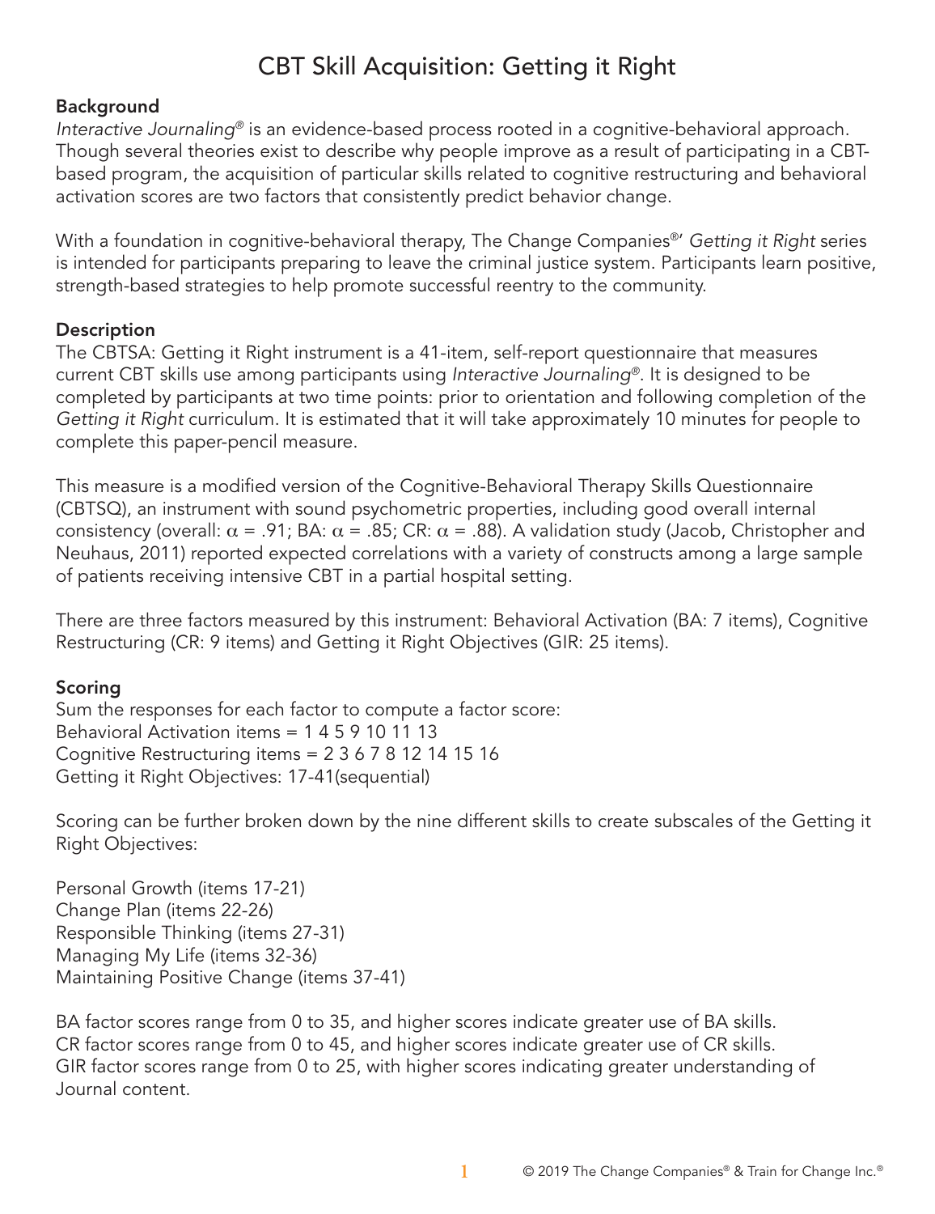# CBT Skill Acquisition: Getting it Right

## Background

*Interactive Journaling®* is an evidence-based process rooted in a cognitive-behavioral approach. Though several theories exist to describe why people improve as a result of participating in a CBT-based program, the acquisition of particular skills related to cognitive restructuring and behavioral activation scores are two factors that consistently predict behavior change.

With a foundation in cognitive-behavioral therapy, The Change Companies®' *Getting it Right* series is intended for participants preparing to leave the criminal justice system. Participants learn positive, strength-based strategies to help promote successful reentry to the community.

## Description

The CBTSA: Getting it Right instrument is a 41-item, self-report questionnaire that measures current CBT skills use among participants using *Interactive Journaling®*. It is designed to be completed by participants at two time points: prior to orientation and following completion of the *Getting it Right* curriculum. It is estimated that it will take approximately 10 minutes for people to complete this paper-pencil measure.

This measure is a modified version of the Cognitive-Behavioral Therapy Skills Questionnaire (CBTSQ), an instrument with sound psychometric properties, including good overall internal consistency (overall: $\alpha = .91$; BA: $\alpha = .85$; CR: $\alpha = .88$). A validation study (Jacob, Christopher and Neuhaus, 2011) reported expected correlations with a variety of constructs among a large sample of patients receiving intensive CBT in a partial hospital setting.

There are three factors measured by this instrument: Behavioral Activation (BA: 7 items), Cognitive Restructuring (CR: 9 items) and Getting it Right Objectives (GIR: 25 items).

## Scoring

Sum the responses for each factor to compute a factor score:
Behavioral Activation items = 1 4 5 9 10 11 13
Cognitive Restructuring items = 2 3 6 7 8 12 14 15 16
Getting it Right Objectives: 17-41(sequential)

Scoring can be further broken down by the nine different skills to create subscales of the Getting it Right Objectives:

Personal Growth (items 17-21)
Change Plan (items 22-26)
Responsible Thinking (items 27-31)
Managing My Life (items 32-36)
Maintaining Positive Change (items 37-41)

BA factor scores range from 0 to 35, and higher scores indicate greater use of BA skills.
CR factor scores range from 0 to 45, and higher scores indicate greater use of CR skills.
GIR factor scores range from 0 to 25, with higher scores indicating greater understanding of Journal content.

© 2019 The Change Companies® & Train for Change Inc.®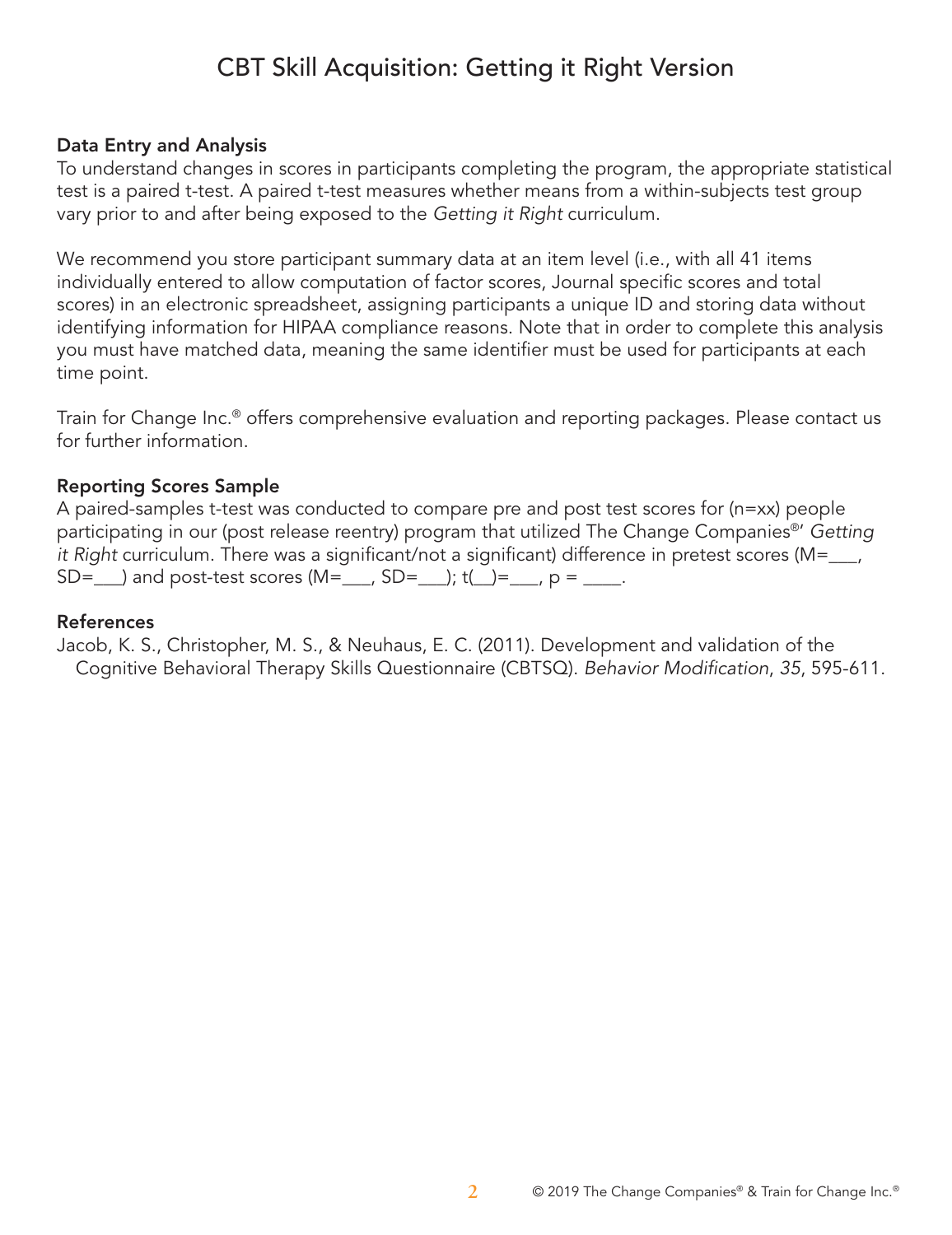# CBT Skill Acquisition: Getting it Right Version

**Data Entry and Analysis**

To understand changes in scores in participants completing the program, the appropriate statistical test is a paired t-test. A paired t-test measures whether means from a within-subjects test group vary prior to and after being exposed to the *Getting it Right* curriculum.

We recommend you store participant summary data at an item level (i.e., with all 41 items individually entered to allow computation of factor scores, Journal specific scores and total scores) in an electronic spreadsheet, assigning participants a unique ID and storing data without identifying information for HIPAA compliance reasons. Note that in order to complete this analysis you must have matched data, meaning the same identifier must be used for participants at each time point.

Train for Change Inc.® offers comprehensive evaluation and reporting packages. Please contact us for further information.

**Reporting Scores Sample**

A paired-samples t-test was conducted to compare pre and post test scores for (n=xx) people participating in our (post release reentry) program that utilized The Change Companies®' *Getting it Right* curriculum. There was a significant/not a significant) difference in pretest scores (M=___, SD=___) and post-test scores (M=___, SD=___); t(__)=___, p = ____.

**References**

Jacob, K. S., Christopher, M. S., & Neuhaus, E. C. (2011). Development and validation of the Cognitive Behavioral Therapy Skills Questionnaire (CBTSQ). *Behavior Modification*, *35*, 595-611.